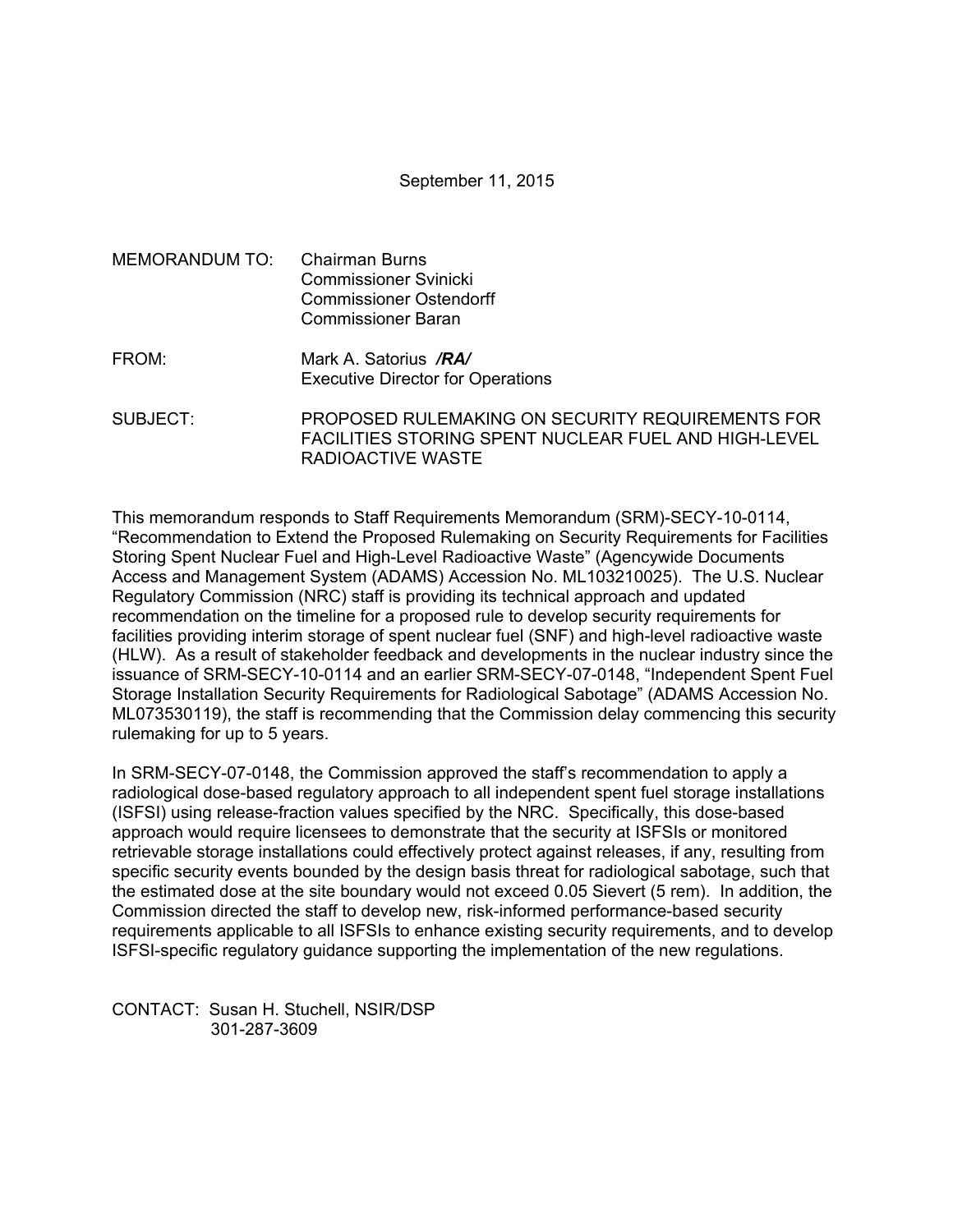September 11, 2015

MEMORANDUM TO: Chairman Burns
Commissioner Svinicki
Commissioner Ostendorff
Commissioner Baran

FROM: Mark A. Satorius ***/RA/***
Executive Director for Operations

SUBJECT: PROPOSED RULEMAKING ON SECURITY REQUIREMENTS FOR FACILITIES STORING SPENT NUCLEAR FUEL AND HIGH-LEVEL RADIOACTIVE WASTE

This memorandum responds to Staff Requirements Memorandum (SRM)-SECY-10-0114, "Recommendation to Extend the Proposed Rulemaking on Security Requirements for Facilities Storing Spent Nuclear Fuel and High-Level Radioactive Waste" (Agencywide Documents Access and Management System (ADAMS) Accession No. ML103210025). The U.S. Nuclear Regulatory Commission (NRC) staff is providing its technical approach and updated recommendation on the timeline for a proposed rule to develop security requirements for facilities providing interim storage of spent nuclear fuel (SNF) and high-level radioactive waste (HLW). As a result of stakeholder feedback and developments in the nuclear industry since the issuance of SRM-SECY-10-0114 and an earlier SRM-SECY-07-0148, "Independent Spent Fuel Storage Installation Security Requirements for Radiological Sabotage" (ADAMS Accession No. ML073530119), the staff is recommending that the Commission delay commencing this security rulemaking for up to 5 years.

In SRM-SECY-07-0148, the Commission approved the staff's recommendation to apply a radiological dose-based regulatory approach to all independent spent fuel storage installations (ISFSI) using release-fraction values specified by the NRC. Specifically, this dose-based approach would require licensees to demonstrate that the security at ISFSIs or monitored retrievable storage installations could effectively protect against releases, if any, resulting from specific security events bounded by the design basis threat for radiological sabotage, such that the estimated dose at the site boundary would not exceed 0.05 Sievert (5 rem). In addition, the Commission directed the staff to develop new, risk-informed performance-based security requirements applicable to all ISFSIs to enhance existing security requirements, and to develop ISFSI-specific regulatory guidance supporting the implementation of the new regulations.

CONTACT: Susan H. Stuchell, NSIR/DSP
301-287-3609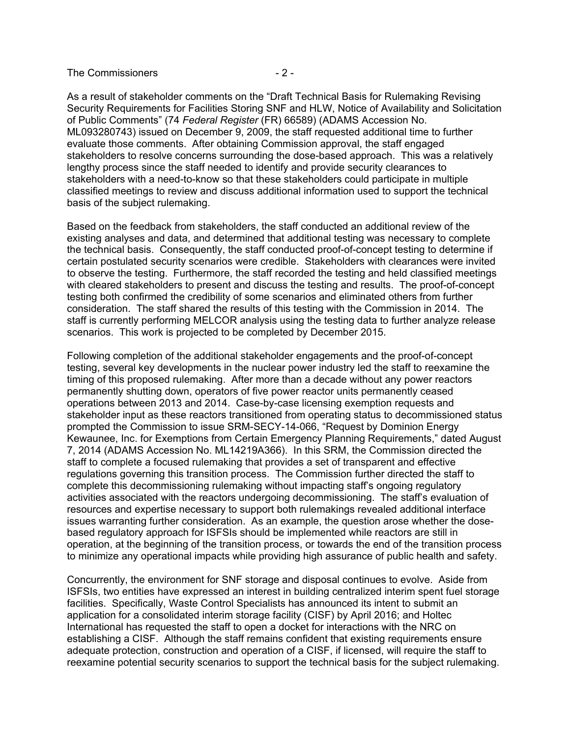As a result of stakeholder comments on the "Draft Technical Basis for Rulemaking Revising Security Requirements for Facilities Storing SNF and HLW, Notice of Availability and Solicitation of Public Comments" (74 *Federal Register* (FR) 66589) (ADAMS Accession No. ML093280743) issued on December 9, 2009, the staff requested additional time to further evaluate those comments. After obtaining Commission approval, the staff engaged stakeholders to resolve concerns surrounding the dose-based approach. This was a relatively lengthy process since the staff needed to identify and provide security clearances to stakeholders with a need-to-know so that these stakeholders could participate in multiple classified meetings to review and discuss additional information used to support the technical basis of the subject rulemaking.

Based on the feedback from stakeholders, the staff conducted an additional review of the existing analyses and data, and determined that additional testing was necessary to complete the technical basis. Consequently, the staff conducted proof-of-concept testing to determine if certain postulated security scenarios were credible. Stakeholders with clearances were invited to observe the testing. Furthermore, the staff recorded the testing and held classified meetings with cleared stakeholders to present and discuss the testing and results. The proof-of-concept testing both confirmed the credibility of some scenarios and eliminated others from further consideration. The staff shared the results of this testing with the Commission in 2014. The staff is currently performing MELCOR analysis using the testing data to further analyze release scenarios. This work is projected to be completed by December 2015.

Following completion of the additional stakeholder engagements and the proof-of-concept testing, several key developments in the nuclear power industry led the staff to reexamine the timing of this proposed rulemaking. After more than a decade without any power reactors permanently shutting down, operators of five power reactor units permanently ceased operations between 2013 and 2014. Case-by-case licensing exemption requests and stakeholder input as these reactors transitioned from operating status to decommissioned status prompted the Commission to issue SRM-SECY-14-066, "Request by Dominion Energy Kewaunee, Inc. for Exemptions from Certain Emergency Planning Requirements," dated August 7, 2014 (ADAMS Accession No. ML14219A366). In this SRM, the Commission directed the staff to complete a focused rulemaking that provides a set of transparent and effective regulations governing this transition process. The Commission further directed the staff to complete this decommissioning rulemaking without impacting staff's ongoing regulatory activities associated with the reactors undergoing decommissioning. The staff's evaluation of resources and expertise necessary to support both rulemakings revealed additional interface issues warranting further consideration. As an example, the question arose whether the dose-based regulatory approach for ISFSIs should be implemented while reactors are still in operation, at the beginning of the transition process, or towards the end of the transition process to minimize any operational impacts while providing high assurance of public health and safety.

Concurrently, the environment for SNF storage and disposal continues to evolve. Aside from ISFSIs, two entities have expressed an interest in building centralized interim spent fuel storage facilities. Specifically, Waste Control Specialists has announced its intent to submit an application for a consolidated interim storage facility (CISF) by April 2016; and Holtec International has requested the staff to open a docket for interactions with the NRC on establishing a CISF. Although the staff remains confident that existing requirements ensure adequate protection, construction and operation of a CISF, if licensed, will require the staff to reexamine potential security scenarios to support the technical basis for the subject rulemaking.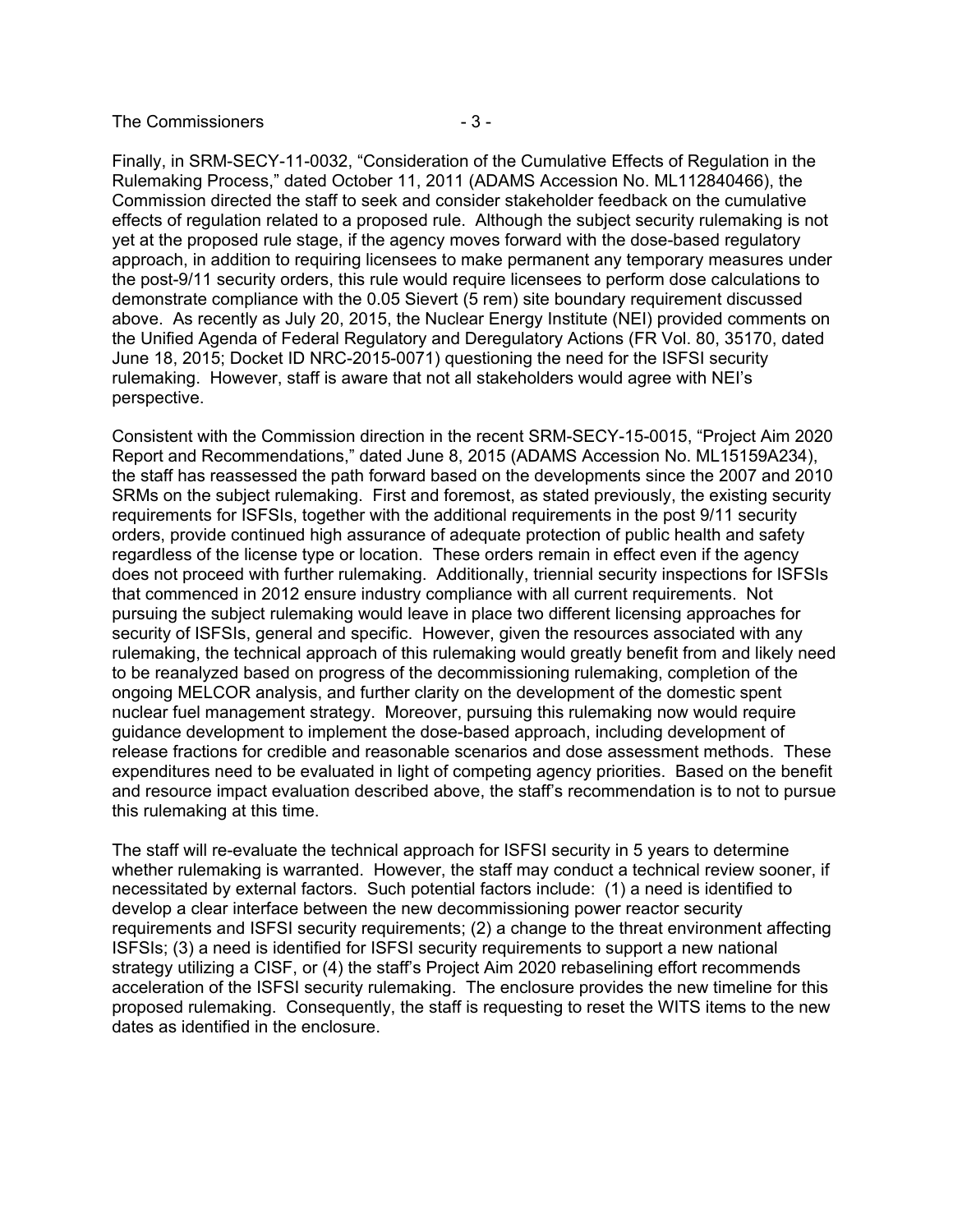Finally, in SRM-SECY-11-0032, "Consideration of the Cumulative Effects of Regulation in the Rulemaking Process," dated October 11, 2011 (ADAMS Accession No. ML112840466), the Commission directed the staff to seek and consider stakeholder feedback on the cumulative effects of regulation related to a proposed rule. Although the subject security rulemaking is not yet at the proposed rule stage, if the agency moves forward with the dose-based regulatory approach, in addition to requiring licensees to make permanent any temporary measures under the post-9/11 security orders, this rule would require licensees to perform dose calculations to demonstrate compliance with the 0.05 Sievert (5 rem) site boundary requirement discussed above. As recently as July 20, 2015, the Nuclear Energy Institute (NEI) provided comments on the Unified Agenda of Federal Regulatory and Deregulatory Actions (FR Vol. 80, 35170, dated June 18, 2015; Docket ID NRC-2015-0071) questioning the need for the ISFSI security rulemaking. However, staff is aware that not all stakeholders would agree with NEI's perspective.

Consistent with the Commission direction in the recent SRM-SECY-15-0015, "Project Aim 2020 Report and Recommendations," dated June 8, 2015 (ADAMS Accession No. ML15159A234), the staff has reassessed the path forward based on the developments since the 2007 and 2010 SRMs on the subject rulemaking. First and foremost, as stated previously, the existing security requirements for ISFSIs, together with the additional requirements in the post 9/11 security orders, provide continued high assurance of adequate protection of public health and safety regardless of the license type or location. These orders remain in effect even if the agency does not proceed with further rulemaking. Additionally, triennial security inspections for ISFSIs that commenced in 2012 ensure industry compliance with all current requirements. Not pursuing the subject rulemaking would leave in place two different licensing approaches for security of ISFSIs, general and specific. However, given the resources associated with any rulemaking, the technical approach of this rulemaking would greatly benefit from and likely need to be reanalyzed based on progress of the decommissioning rulemaking, completion of the ongoing MELCOR analysis, and further clarity on the development of the domestic spent nuclear fuel management strategy. Moreover, pursuing this rulemaking now would require guidance development to implement the dose-based approach, including development of release fractions for credible and reasonable scenarios and dose assessment methods. These expenditures need to be evaluated in light of competing agency priorities. Based on the benefit and resource impact evaluation described above, the staff's recommendation is to not to pursue this rulemaking at this time.

The staff will re-evaluate the technical approach for ISFSI security in 5 years to determine whether rulemaking is warranted. However, the staff may conduct a technical review sooner, if necessitated by external factors. Such potential factors include: (1) a need is identified to develop a clear interface between the new decommissioning power reactor security requirements and ISFSI security requirements; (2) a change to the threat environment affecting ISFSIs; (3) a need is identified for ISFSI security requirements to support a new national strategy utilizing a CISF, or (4) the staff's Project Aim 2020 rebaselining effort recommends acceleration of the ISFSI security rulemaking. The enclosure provides the new timeline for this proposed rulemaking. Consequently, the staff is requesting to reset the WITS items to the new dates as identified in the enclosure.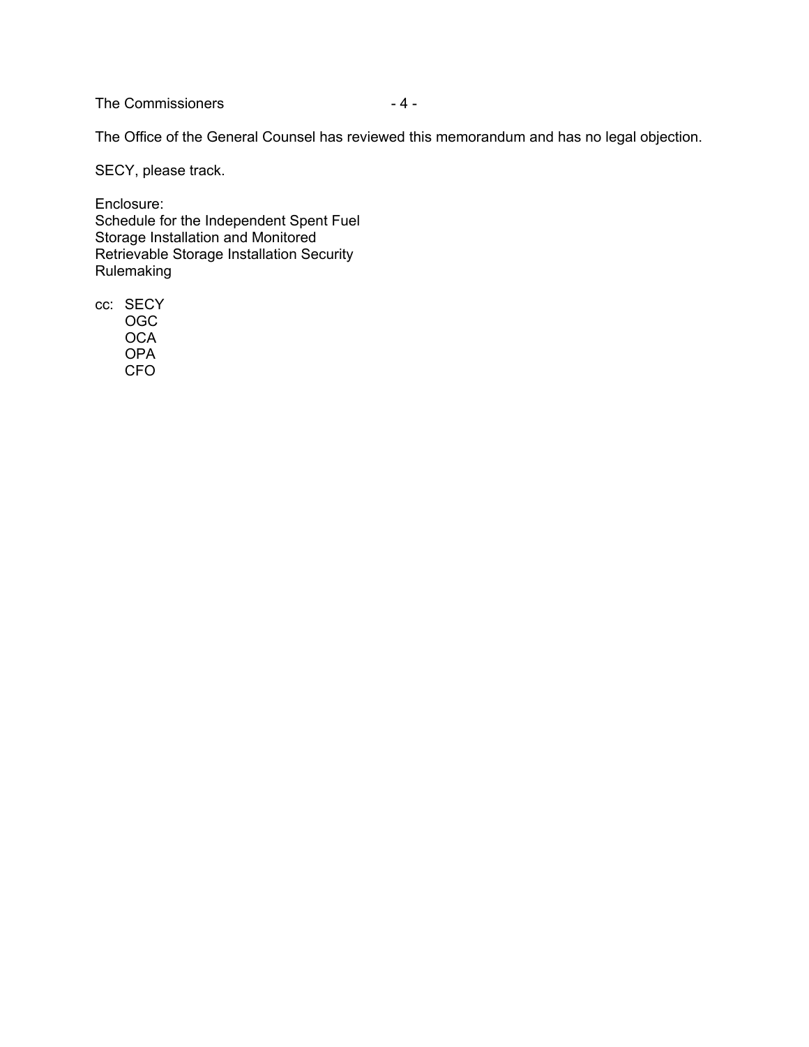The Office of the General Counsel has reviewed this memorandum and has no legal objection.

SECY, please track.

Enclosure:
Schedule for the Independent Spent Fuel Storage Installation and Monitored Retrievable Storage Installation Security Rulemaking

cc: SECY
OGC
OCA
OPA
CFO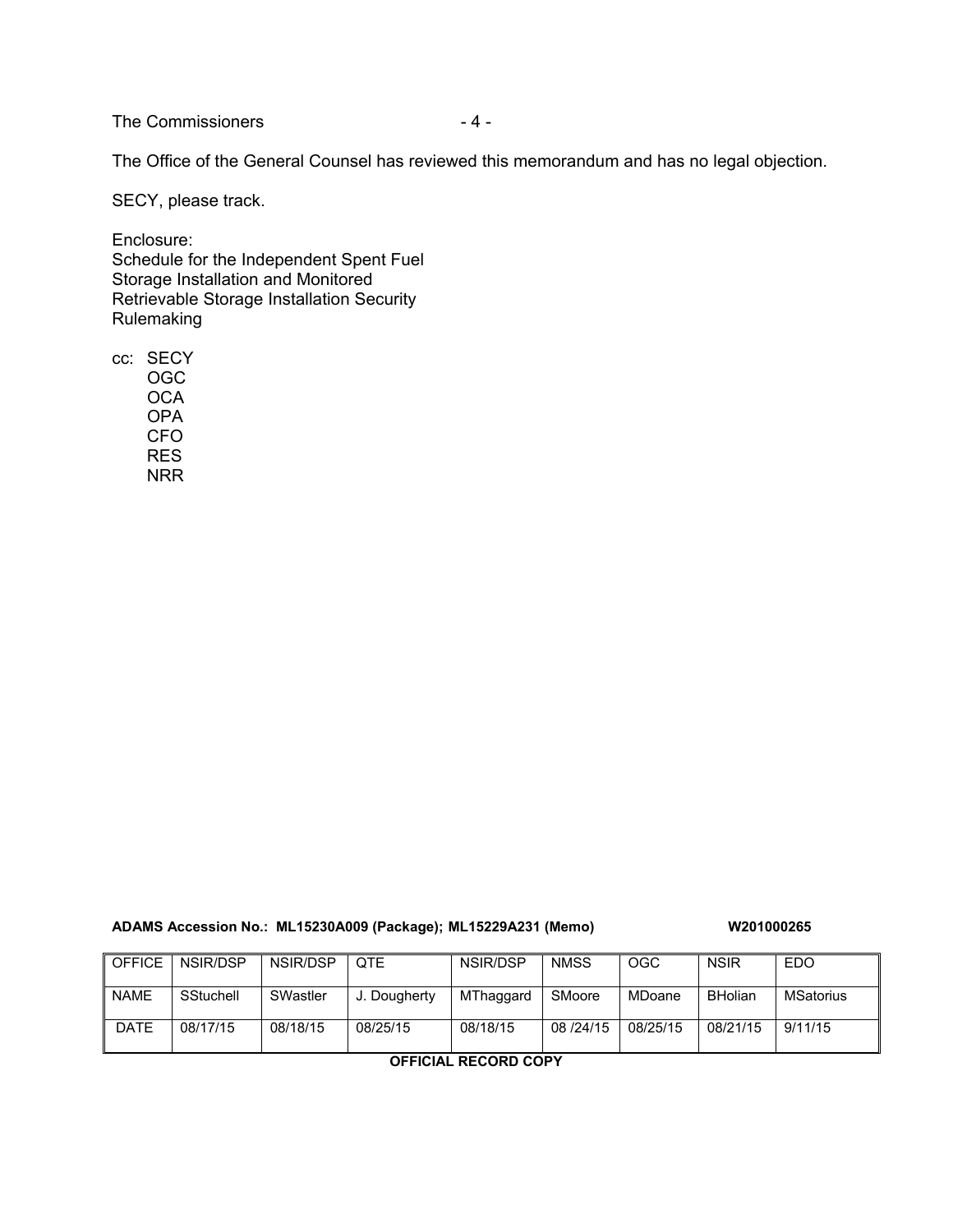The Office of the General Counsel has reviewed this memorandum and has no legal objection.

SECY, please track.

Enclosure:
Schedule for the Independent Spent Fuel Storage Installation and Monitored Retrievable Storage Installation Security Rulemaking

cc: SECY
OGC
OCA
OPA
CFO
RES
NRR

**ADAMS Accession No.: ML15230A009 (Package); ML15229A231 (Memo)** **W201000265**

| OFFICE | NSIR/DSP | NSIR/DSP | QTE | NSIR/DSP | NMSS | OGC | NSIR | EDO |
|---|---|---|---|---|---|---|---|---|
| NAME | SStuchell | SWastler | J. Dougherty | MThaggard | SMoore | MDoane | BHolian | MSatorius |
| DATE | 08/17/15 | 08/18/15 | 08/25/15 | 08/18/15 | 08 /24/15 | 08/25/15 | 08/21/15 | 9/11/15 |

**OFFICIAL RECORD COPY**